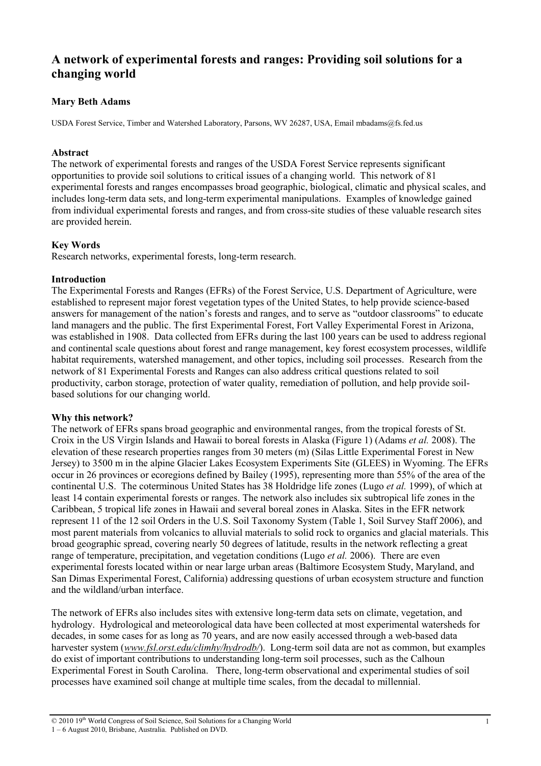# A network of experimental forests and ranges: Providing soil solutions for a changing world

**Mary Beth Adams**

USDA Forest Service, Timber and Watershed Laboratory, Parsons, WV 26287, USA, Email mbadams@fs.fed.us

**Abstract**

The network of experimental forests and ranges of the USDA Forest Service represents significant opportunities to provide soil solutions to critical issues of a changing world. This network of 81 experimental forests and ranges encompasses broad geographic, biological, climatic and physical scales, and includes long-term data sets, and long-term experimental manipulations. Examples of knowledge gained from individual experimental forests and ranges, and from cross-site studies of these valuable research sites are provided herein.

**Key Words**

Research networks, experimental forests, long-term research.

**Introduction**

The Experimental Forests and Ranges (EFRs) of the Forest Service, U.S. Department of Agriculture, were established to represent major forest vegetation types of the United States, to help provide science-based answers for management of the nation's forests and ranges, and to serve as "outdoor classrooms" to educate land managers and the public. The first Experimental Forest, Fort Valley Experimental Forest in Arizona, was established in 1908. Data collected from EFRs during the last 100 years can be used to address regional and continental scale questions about forest and range management, key forest ecosystem processes, wildlife habitat requirements, watershed management, and other topics, including soil processes. Research from the network of 81 Experimental Forests and Ranges can also address critical questions related to soil productivity, carbon storage, protection of water quality, remediation of pollution, and help provide soil-based solutions for our changing world.

**Why this network?**

The network of EFRs spans broad geographic and environmental ranges, from the tropical forests of St. Croix in the US Virgin Islands and Hawaii to boreal forests in Alaska (Figure 1) (Adams *et al.* 2008). The elevation of these research properties ranges from 30 meters (m) (Silas Little Experimental Forest in New Jersey) to 3500 m in the alpine Glacier Lakes Ecosystem Experiments Site (GLEES) in Wyoming. The EFRs occur in 26 provinces or ecoregions defined by Bailey (1995), representing more than 55% of the area of the continental U.S. The coterminous United States has 38 Holdridge life zones (Lugo *et al.* 1999), of which at least 14 contain experimental forests or ranges. The network also includes six subtropical life zones in the Caribbean, 5 tropical life zones in Hawaii and several boreal zones in Alaska. Sites in the EFR network represent 11 of the 12 soil Orders in the U.S. Soil Taxonomy System (Table 1, Soil Survey Staff 2006), and most parent materials from volcanics to alluvial materials to solid rock to organics and glacial materials. This broad geographic spread, covering nearly 50 degrees of latitude, results in the network reflecting a great range of temperature, precipitation, and vegetation conditions (Lugo *et al.* 2006). There are even experimental forests located within or near large urban areas (Baltimore Ecosystem Study, Maryland, and San Dimas Experimental Forest, California) addressing questions of urban ecosystem structure and function and the wildland/urban interface.

The network of EFRs also includes sites with extensive long-term data sets on climate, vegetation, and hydrology. Hydrological and meteorological data have been collected at most experimental watersheds for decades, in some cases for as long as 70 years, and are now easily accessed through a web-based data harvester system (*www.fsl.orst.edu/climhy/hydrodb/*). Long-term soil data are not as common, but examples do exist of important contributions to understanding long-term soil processes, such as the Calhoun Experimental Forest in South Carolina. There, long-term observational and experimental studies of soil processes have examined soil change at multiple time scales, from the decadal to millennial.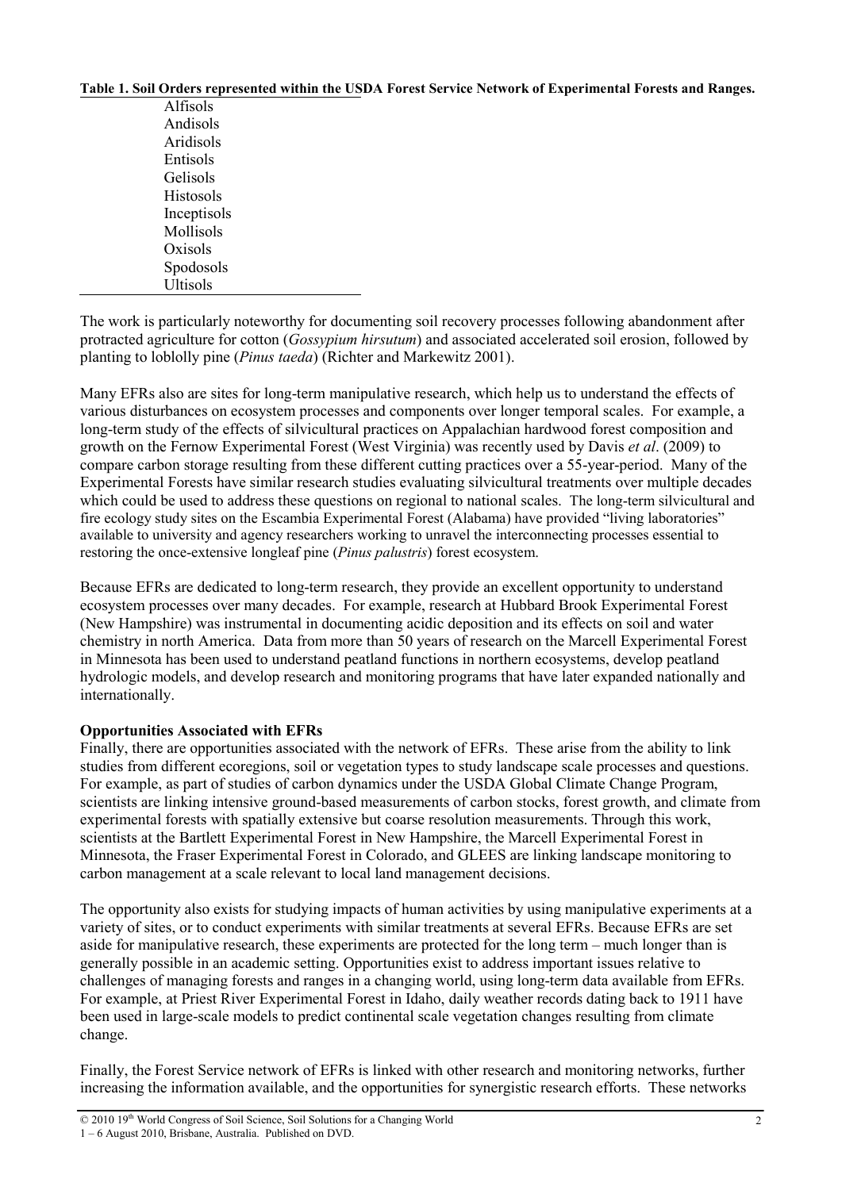**Table 1. Soil Orders represented within the USDA Forest Service Network of Experimental Forests and Ranges.**

| Soil Orders |
|---|
| Alfisols |
| Andisols |
| Aridisols |
| Entisols |
| Gelisols |
| Histosols |
| Inceptisols |
| Mollisols |
| Oxisols |
| Spodosols |
| Ultisols |

The work is particularly noteworthy for documenting soil recovery processes following abandonment after protracted agriculture for cotton (*Gossypium hirsutum*) and associated accelerated soil erosion, followed by planting to loblolly pine (*Pinus taeda*) (Richter and Markewitz 2001).

Many EFRs also are sites for long-term manipulative research, which help us to understand the effects of various disturbances on ecosystem processes and components over longer temporal scales. For example, a long-term study of the effects of silvicultural practices on Appalachian hardwood forest composition and growth on the Fernow Experimental Forest (West Virginia) was recently used by Davis *et al*. (2009) to compare carbon storage resulting from these different cutting practices over a 55-year-period. Many of the Experimental Forests have similar research studies evaluating silvicultural treatments over multiple decades which could be used to address these questions on regional to national scales. The long-term silvicultural and fire ecology study sites on the Escambia Experimental Forest (Alabama) have provided "living laboratories" available to university and agency researchers working to unravel the interconnecting processes essential to restoring the once-extensive longleaf pine (*Pinus palustris*) forest ecosystem.

Because EFRs are dedicated to long-term research, they provide an excellent opportunity to understand ecosystem processes over many decades. For example, research at Hubbard Brook Experimental Forest (New Hampshire) was instrumental in documenting acidic deposition and its effects on soil and water chemistry in north America. Data from more than 50 years of research on the Marcell Experimental Forest in Minnesota has been used to understand peatland functions in northern ecosystems, develop peatland hydrologic models, and develop research and monitoring programs that have later expanded nationally and internationally.

**Opportunities Associated with EFRs**

Finally, there are opportunities associated with the network of EFRs. These arise from the ability to link studies from different ecoregions, soil or vegetation types to study landscape scale processes and questions. For example, as part of studies of carbon dynamics under the USDA Global Climate Change Program, scientists are linking intensive ground-based measurements of carbon stocks, forest growth, and climate from experimental forests with spatially extensive but coarse resolution measurements. Through this work, scientists at the Bartlett Experimental Forest in New Hampshire, the Marcell Experimental Forest in Minnesota, the Fraser Experimental Forest in Colorado, and GLEES are linking landscape monitoring to carbon management at a scale relevant to local land management decisions.

The opportunity also exists for studying impacts of human activities by using manipulative experiments at a variety of sites, or to conduct experiments with similar treatments at several EFRs. Because EFRs are set aside for manipulative research, these experiments are protected for the long term – much longer than is generally possible in an academic setting. Opportunities exist to address important issues relative to challenges of managing forests and ranges in a changing world, using long-term data available from EFRs. For example, at Priest River Experimental Forest in Idaho, daily weather records dating back to 1911 have been used in large-scale models to predict continental scale vegetation changes resulting from climate change.

Finally, the Forest Service network of EFRs is linked with other research and monitoring networks, further increasing the information available, and the opportunities for synergistic research efforts. These networks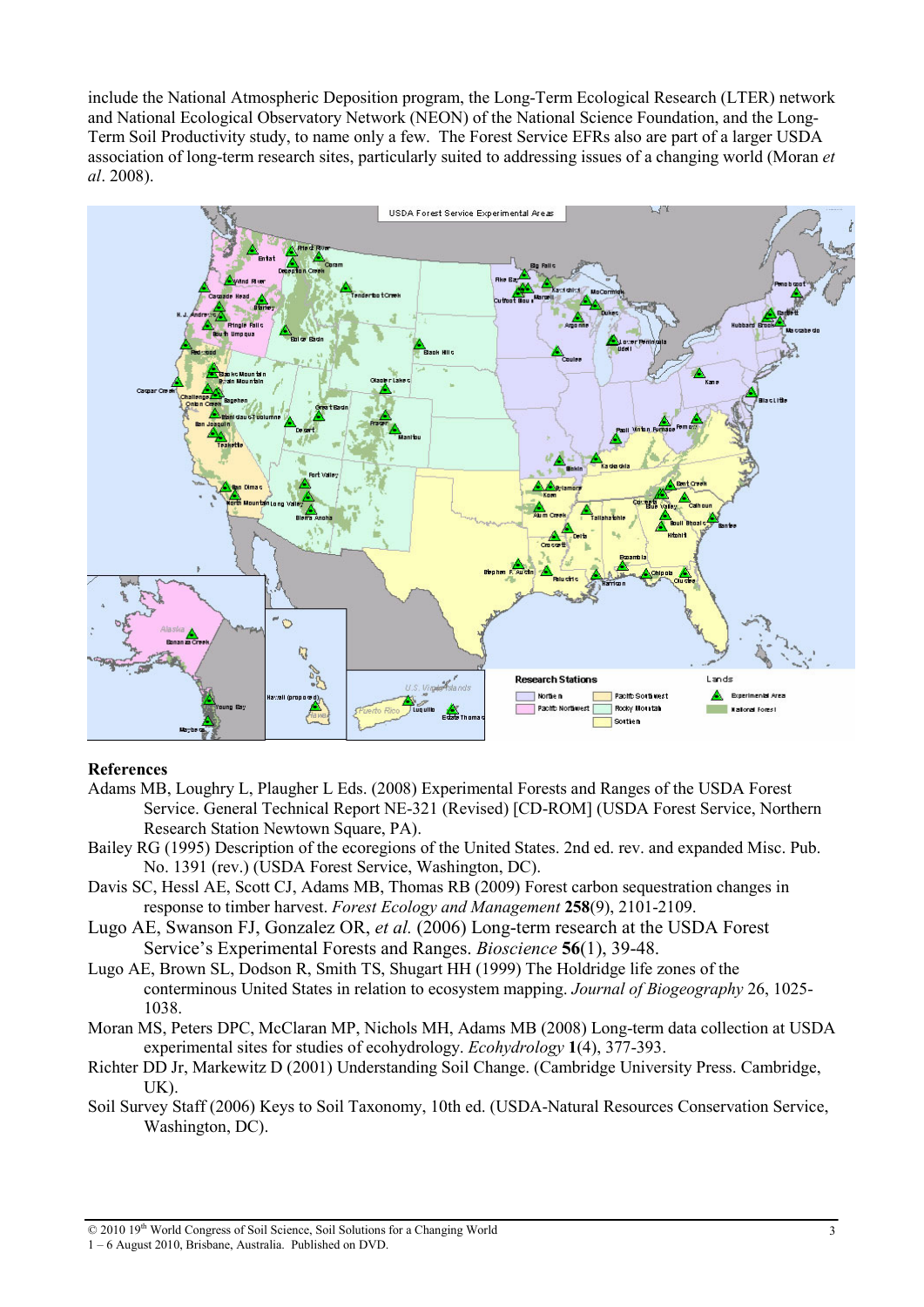include the National Atmospheric Deposition program, the Long-Term Ecological Research (LTER) network and National Ecological Observatory Network (NEON) of the National Science Foundation, and the Long-Term Soil Productivity study, to name only a few. The Forest Service EFRs also are part of a larger USDA association of long-term research sites, particularly suited to addressing issues of a changing world (Moran *et al*. 2008).

USDA Forest Service Experimental Areas

Research Stations: Northern, Pacific Northwest, Pacific Southwest, Rocky Mountain, Southern

Lands: Experimental Area, National Forest

## References

Adams MB, Loughry L, Plaugher L Eds. (2008) Experimental Forests and Ranges of the USDA Forest Service. General Technical Report NE-321 (Revised) [CD-ROM] (USDA Forest Service, Northern Research Station Newtown Square, PA).

Bailey RG (1995) Description of the ecoregions of the United States. 2nd ed. rev. and expanded Misc. Pub. No. 1391 (rev.) (USDA Forest Service, Washington, DC).

Davis SC, Hessl AE, Scott CJ, Adams MB, Thomas RB (2009) Forest carbon sequestration changes in response to timber harvest. *Forest Ecology and Management* **258**(9), 2101-2109.

Lugo AE, Swanson FJ, Gonzalez OR, *et al.* (2006) Long-term research at the USDA Forest Service's Experimental Forests and Ranges. *Bioscience* **56**(1), 39-48.

Lugo AE, Brown SL, Dodson R, Smith TS, Shugart HH (1999) The Holdridge life zones of the conterminous United States in relation to ecosystem mapping. *Journal of Biogeography* 26, 1025-1038.

Moran MS, Peters DPC, McClaran MP, Nichols MH, Adams MB (2008) Long-term data collection at USDA experimental sites for studies of ecohydrology. *Ecohydrology* **1**(4), 377-393.

Richter DD Jr, Markewitz D (2001) Understanding Soil Change. (Cambridge University Press. Cambridge, UK).

Soil Survey Staff (2006) Keys to Soil Taxonomy, 10th ed. (USDA-Natural Resources Conservation Service, Washington, DC).